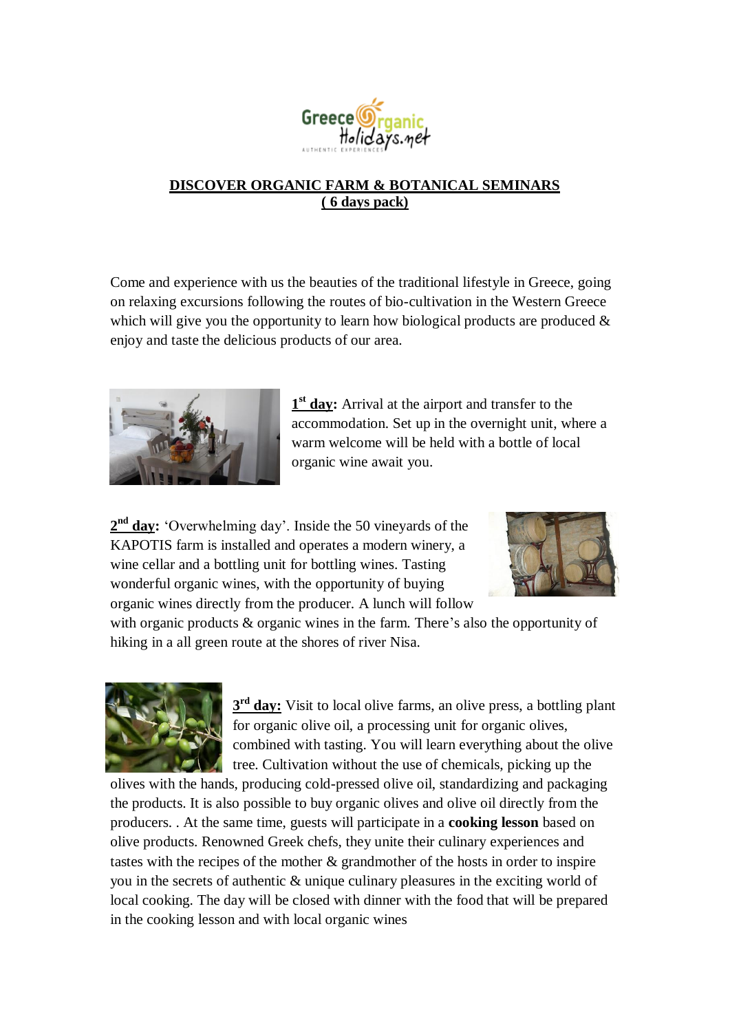**DISCOVER ORGANIC FARM & BOTANICAL SEMINARS**
**( 6 days pack)**

Come and experience with us the beauties of the traditional lifestyle in Greece, going on relaxing excursions following the routes of bio-cultivation in the Western Greece which will give you the opportunity to learn how biological products are produced & enjoy and taste the delicious products of our area.

**1st day:** Arrival at the airport and transfer to the accommodation. Set up in the overnight unit, where a warm welcome will be held with a bottle of local organic wine await you.

**2nd day:** 'Overwhelming day'. Inside the 50 vineyards of the KAPOTIS farm is installed and operates a modern winery, a wine cellar and a bottling unit for bottling wines. Tasting wonderful organic wines, with the opportunity of buying organic wines directly from the producer. A lunch will follow with organic products & organic wines in the farm. There's also the opportunity of hiking in a all green route at the shores of river Nisa.

**3rd day:** Visit to local olive farms, an olive press, a bottling plant for organic olive oil, a processing unit for organic olives, combined with tasting. You will learn everything about the olive tree. Cultivation without the use of chemicals, picking up the olives with the hands, producing cold-pressed olive oil, standardizing and packaging the products. It is also possible to buy organic olives and olive oil directly from the producers. . At the same time, guests will participate in a **cooking lesson** based on olive products. Renowned Greek chefs, they unite their culinary experiences and tastes with the recipes of the mother & grandmother of the hosts in order to inspire you in the secrets of authentic & unique culinary pleasures in the exciting world of local cooking. The day will be closed with dinner with the food that will be prepared in the cooking lesson and with local organic wines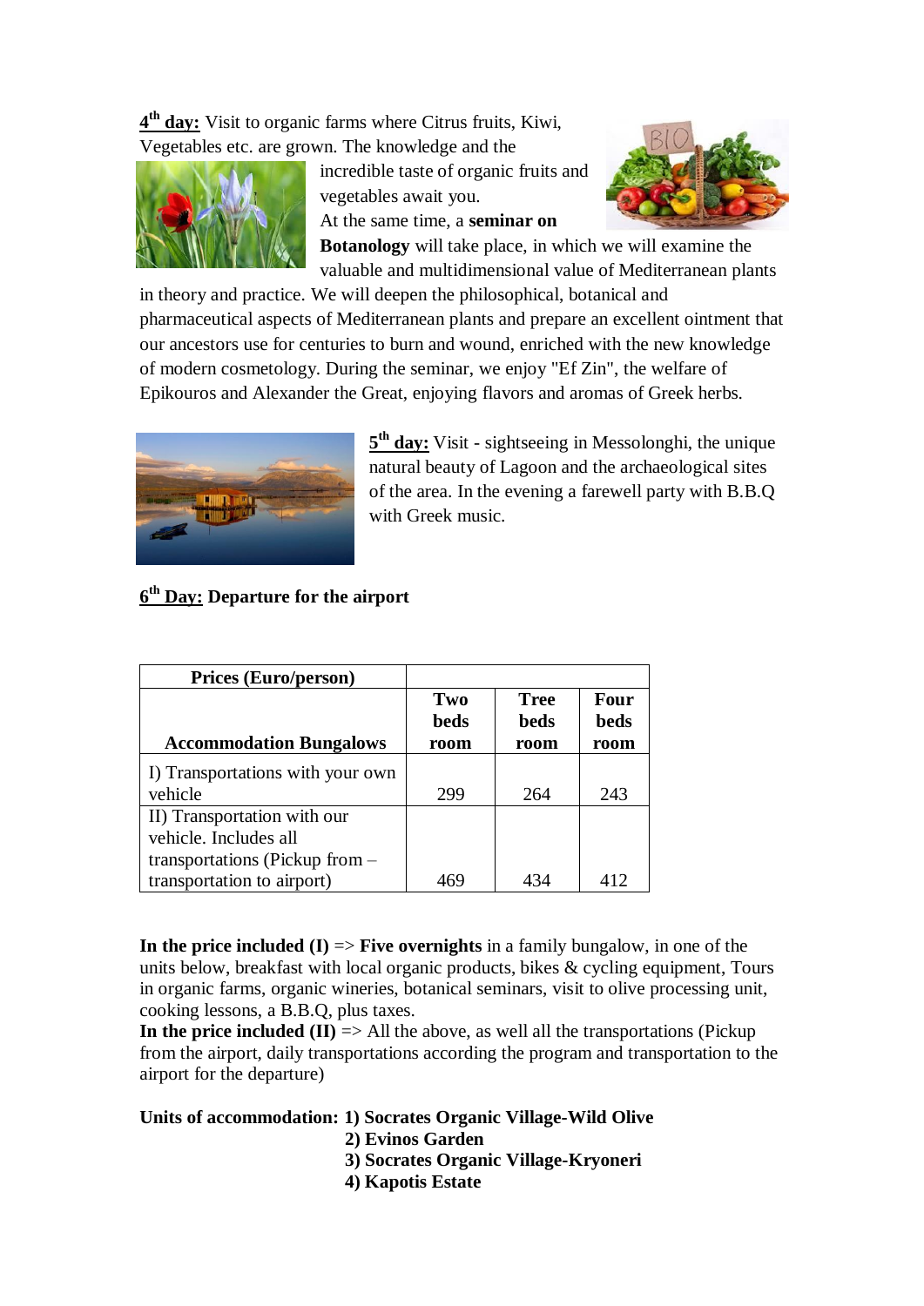**4th day:** Visit to organic farms where Citrus fruits, Kiwi, Vegetables etc. are grown. The knowledge and the incredible taste of organic fruits and vegetables await you.

At the same time, a **seminar on Botanology** will take place, in which we will examine the valuable and multidimensional value of Mediterranean plants in theory and practice. We will deepen the philosophical, botanical and pharmaceutical aspects of Mediterranean plants and prepare an excellent ointment that our ancestors use for centuries to burn and wound, enriched with the new knowledge of modern cosmetology. During the seminar, we enjoy "Ef Zin", the welfare of Epikouros and Alexander the Great, enjoying flavors and aromas of Greek herbs.

**5th day:** Visit - sightseeing in Messolonghi, the unique natural beauty of Lagoon and the archaeological sites of the area. In the evening a farewell party with B.B.Q with Greek music.

**6th Day: Departure for the airport**

| **Prices (Euro/person)** | | | |
|---|---|---|---|
| **Accommodation Bungalows** | **Two beds room** | **Tree beds room** | **Four beds room** |
| I) Transportations with your own vehicle | 299 | 264 | 243 |
| II) Transportation with our vehicle. Includes all transportations (Pickup from – transportation to airport) | 469 | 434 | 412 |

**In the price included (I)** => **Five overnights** in a family bungalow, in one of the units below, breakfast with local organic products, bikes & cycling equipment, Tours in organic farms, organic wineries, botanical seminars, visit to olive processing unit, cooking lessons, a B.B.Q, plus taxes.

**In the price included (II)** => All the above, as well all the transportations (Pickup from the airport, daily transportations according the program and transportation to the airport for the departure)

**Units of accommodation:**

1) **Socrates Organic Village-Wild Olive**
2) **Evinos Garden**
3) **Socrates Organic Village-Kryoneri**
4) **Kapotis Estate**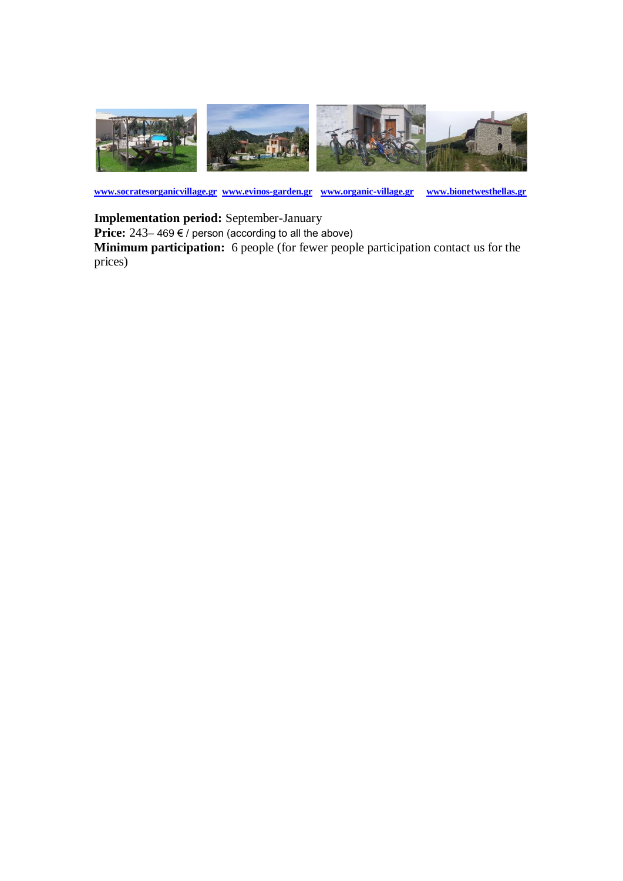www.socratesorganicvillage.gr www.evinos-garden.gr www.organic-village.gr www.bionetwesthellas.gr

**Implementation period:** September-January
**Price:** 243– 469 € / person (according to all the above)
**Minimum participation:** 6 people (for fewer people participation contact us for the prices)